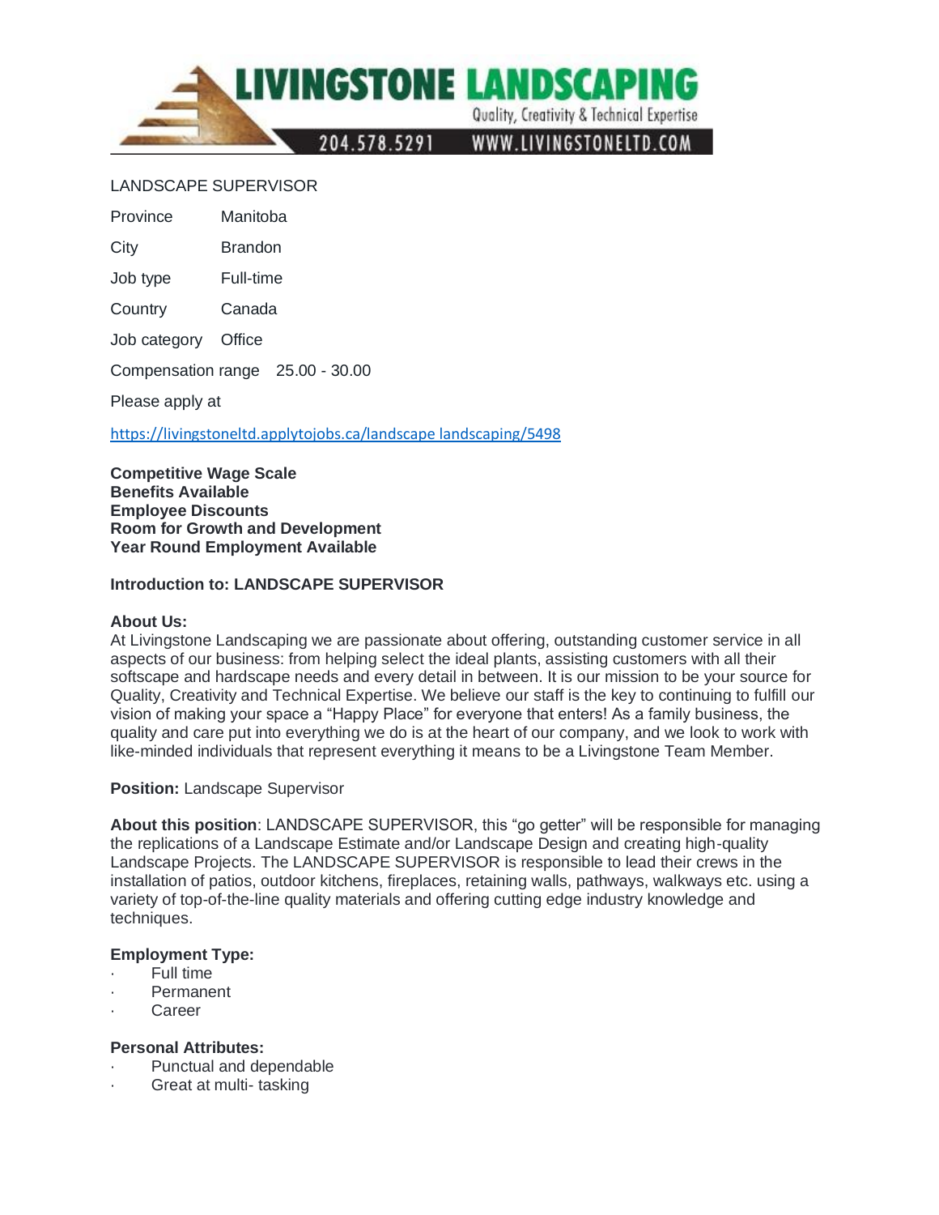LIVINGSTONE LANDSCAPING

Quality, Creativity & Technical Expertise

204.578.5291 WWW.LIVINGSTONELTD.COM

LANDSCAPE SUPERVISOR

| | |
|---|---|
| Province | Manitoba |
| City | Brandon |
| Job type | Full-time |
| Country | Canada |
| Job category | Office |
| Compensation range | 25.00 - 30.00 |

Please apply at

https://livingstoneltd.applytojobs.ca/landscape landscaping/5498

**Competitive Wage Scale**
**Benefits Available**
**Employee Discounts**
**Room for Growth and Development**
**Year Round Employment Available**

**Introduction to: LANDSCAPE SUPERVISOR**

**About Us:**
At Livingstone Landscaping we are passionate about offering, outstanding customer service in all aspects of our business: from helping select the ideal plants, assisting customers with all their softscape and hardscape needs and every detail in between. It is our mission to be your source for Quality, Creativity and Technical Expertise. We believe our staff is the key to continuing to fulfill our vision of making your space a "Happy Place" for everyone that enters! As a family business, the quality and care put into everything we do is at the heart of our company, and we look to work with like-minded individuals that represent everything it means to be a Livingstone Team Member.

**Position:** Landscape Supervisor

**About this position**: LANDSCAPE SUPERVISOR, this "go getter" will be responsible for managing the replications of a Landscape Estimate and/or Landscape Design and creating high-quality Landscape Projects. The LANDSCAPE SUPERVISOR is responsible to lead their crews in the installation of patios, outdoor kitchens, fireplaces, retaining walls, pathways, walkways etc. using a variety of top-of-the-line quality materials and offering cutting edge industry knowledge and techniques.

**Employment Type:**
- Full time
- Permanent
- Career

**Personal Attributes:**
- Punctual and dependable
- Great at multi- tasking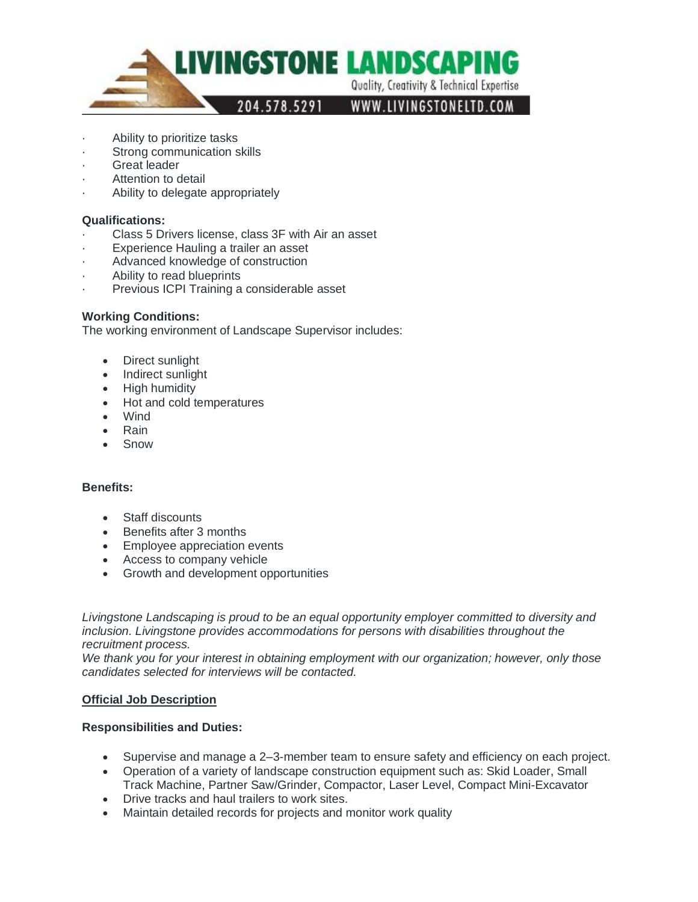- Ability to prioritize tasks
- Strong communication skills
- Great leader
- Attention to detail
- Ability to delegate appropriately

**Qualifications:**

- Class 5 Drivers license, class 3F with Air an asset
- Experience Hauling a trailer an asset
- Advanced knowledge of construction
- Ability to read blueprints
- Previous ICPI Training a considerable asset

**Working Conditions:**

The working environment of Landscape Supervisor includes:

- Direct sunlight
- Indirect sunlight
- High humidity
- Hot and cold temperatures
- Wind
- Rain
- Snow

**Benefits:**

- Staff discounts
- Benefits after 3 months
- Employee appreciation events
- Access to company vehicle
- Growth and development opportunities

*Livingstone Landscaping is proud to be an equal opportunity employer committed to diversity and inclusion. Livingstone provides accommodations for persons with disabilities throughout the recruitment process.*

*We thank you for your interest in obtaining employment with our organization; however, only those candidates selected for interviews will be contacted.*

**Official Job Description**

**Responsibilities and Duties:**

- Supervise and manage a 2–3-member team to ensure safety and efficiency on each project.
- Operation of a variety of landscape construction equipment such as: Skid Loader, Small Track Machine, Partner Saw/Grinder, Compactor, Laser Level, Compact Mini-Excavator
- Drive tracks and haul trailers to work sites.
- Maintain detailed records for projects and monitor work quality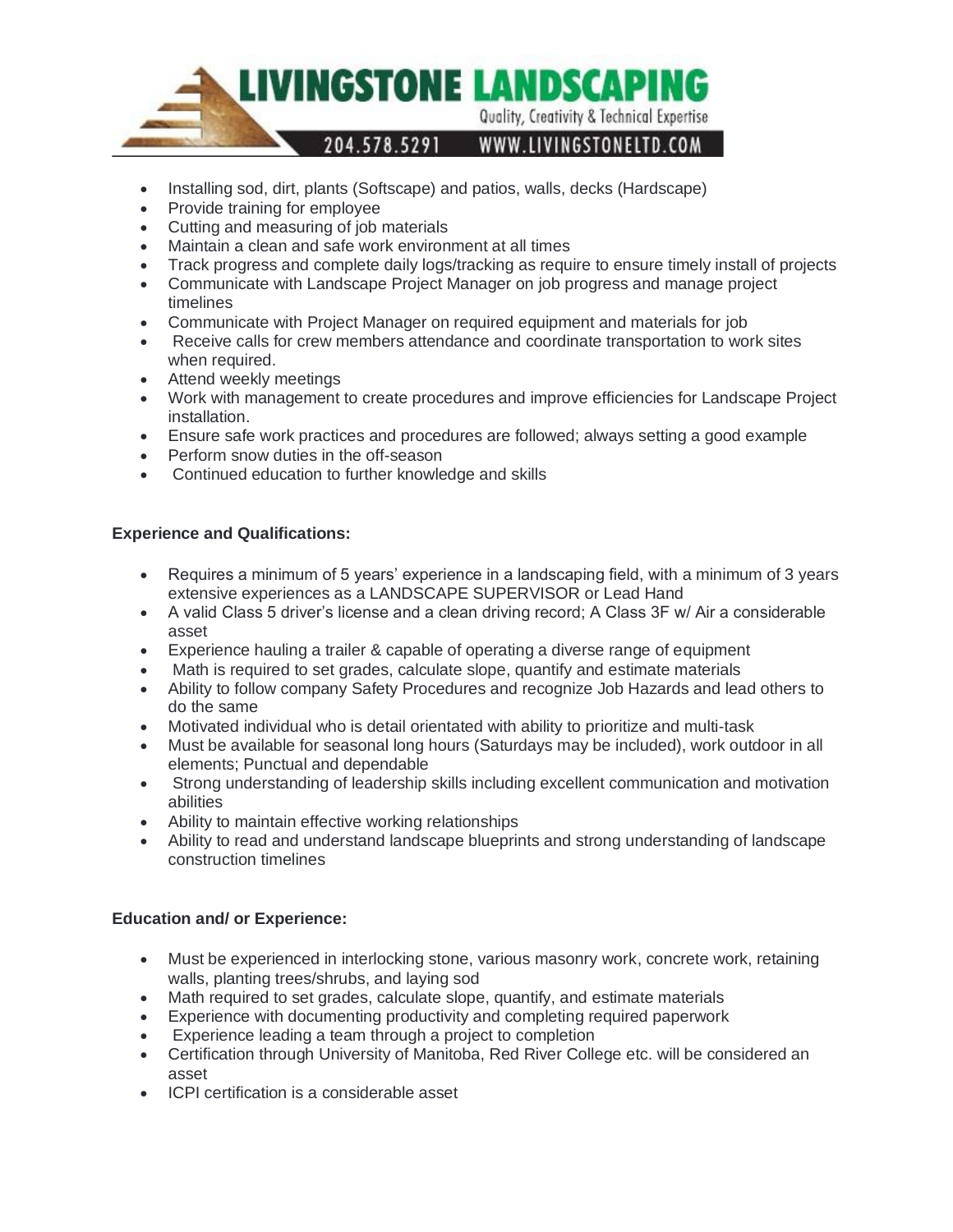- Installing sod, dirt, plants (Softscape) and patios, walls, decks (Hardscape)
- Provide training for employee
- Cutting and measuring of job materials
- Maintain a clean and safe work environment at all times
- Track progress and complete daily logs/tracking as require to ensure timely install of projects
- Communicate with Landscape Project Manager on job progress and manage project timelines
- Communicate with Project Manager on required equipment and materials for job
- Receive calls for crew members attendance and coordinate transportation to work sites when required.
- Attend weekly meetings
- Work with management to create procedures and improve efficiencies for Landscape Project installation.
- Ensure safe work practices and procedures are followed; always setting a good example
- Perform snow duties in the off-season
- Continued education to further knowledge and skills

**Experience and Qualifications:**

- Requires a minimum of 5 years' experience in a landscaping field, with a minimum of 3 years extensive experiences as a LANDSCAPE SUPERVISOR or Lead Hand
- A valid Class 5 driver's license and a clean driving record; A Class 3F w/ Air a considerable asset
- Experience hauling a trailer & capable of operating a diverse range of equipment
- Math is required to set grades, calculate slope, quantify and estimate materials
- Ability to follow company Safety Procedures and recognize Job Hazards and lead others to do the same
- Motivated individual who is detail orientated with ability to prioritize and multi-task
- Must be available for seasonal long hours (Saturdays may be included), work outdoor in all elements; Punctual and dependable
- Strong understanding of leadership skills including excellent communication and motivation abilities
- Ability to maintain effective working relationships
- Ability to read and understand landscape blueprints and strong understanding of landscape construction timelines

**Education and/ or Experience:**

- Must be experienced in interlocking stone, various masonry work, concrete work, retaining walls, planting trees/shrubs, and laying sod
- Math required to set grades, calculate slope, quantify, and estimate materials
- Experience with documenting productivity and completing required paperwork
- Experience leading a team through a project to completion
- Certification through University of Manitoba, Red River College etc. will be considered an asset
- ICPI certification is a considerable asset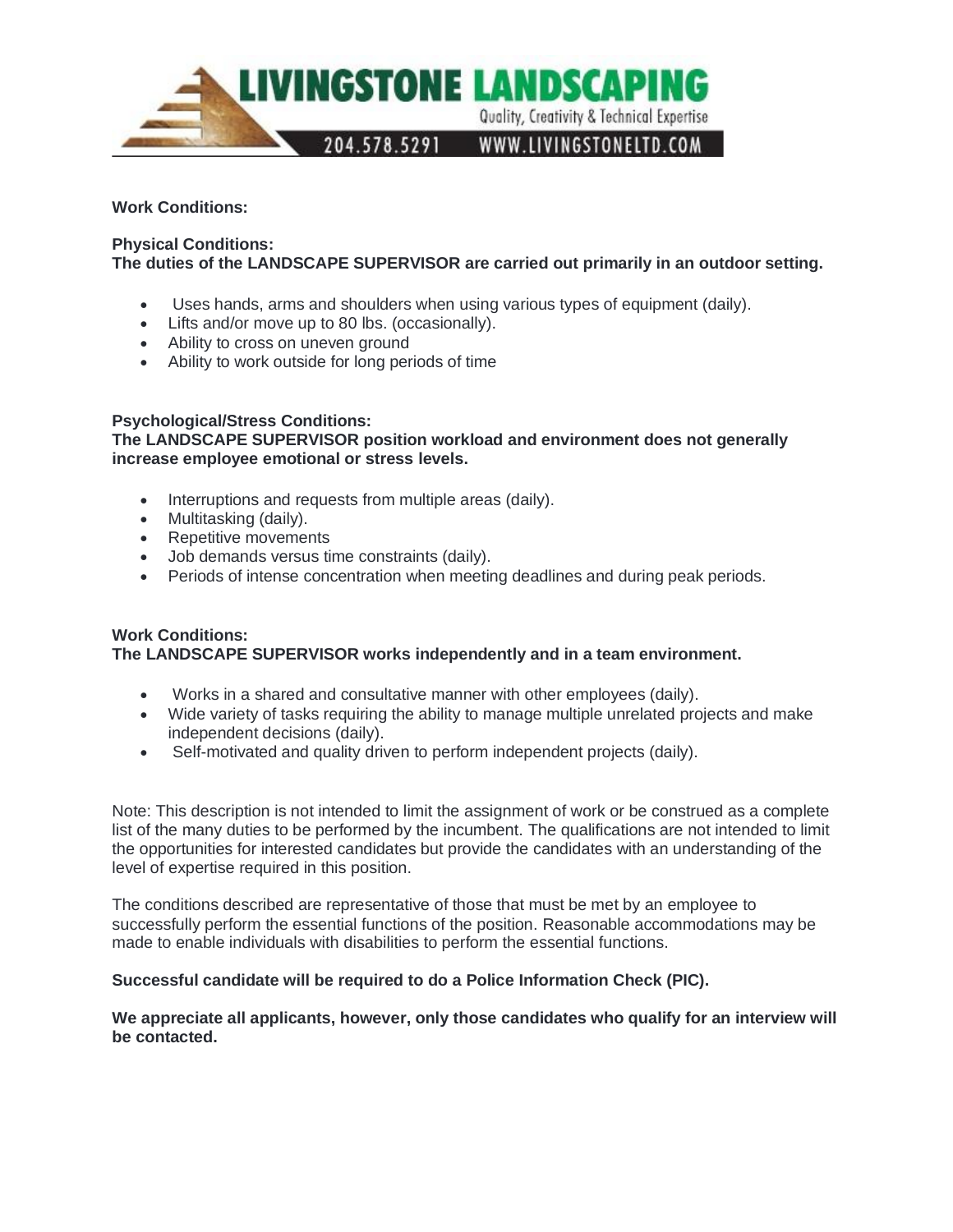**Work Conditions:**

**Physical Conditions:**
**The duties of the LANDSCAPE SUPERVISOR are carried out primarily in an outdoor setting.**

- Uses hands, arms and shoulders when using various types of equipment (daily).
- Lifts and/or move up to 80 lbs. (occasionally).
- Ability to cross on uneven ground
- Ability to work outside for long periods of time

**Psychological/Stress Conditions:**
**The LANDSCAPE SUPERVISOR position workload and environment does not generally increase employee emotional or stress levels.**

- Interruptions and requests from multiple areas (daily).
- Multitasking (daily).
- Repetitive movements
- Job demands versus time constraints (daily).
- Periods of intense concentration when meeting deadlines and during peak periods.

**Work Conditions:**
**The LANDSCAPE SUPERVISOR works independently and in a team environment.**

- Works in a shared and consultative manner with other employees (daily).
- Wide variety of tasks requiring the ability to manage multiple unrelated projects and make independent decisions (daily).
- Self-motivated and quality driven to perform independent projects (daily).

Note: This description is not intended to limit the assignment of work or be construed as a complete list of the many duties to be performed by the incumbent. The qualifications are not intended to limit the opportunities for interested candidates but provide the candidates with an understanding of the level of expertise required in this position.

The conditions described are representative of those that must be met by an employee to successfully perform the essential functions of the position. Reasonable accommodations may be made to enable individuals with disabilities to perform the essential functions.

**Successful candidate will be required to do a Police Information Check (PIC).**

**We appreciate all applicants, however, only those candidates who qualify for an interview will be contacted.**